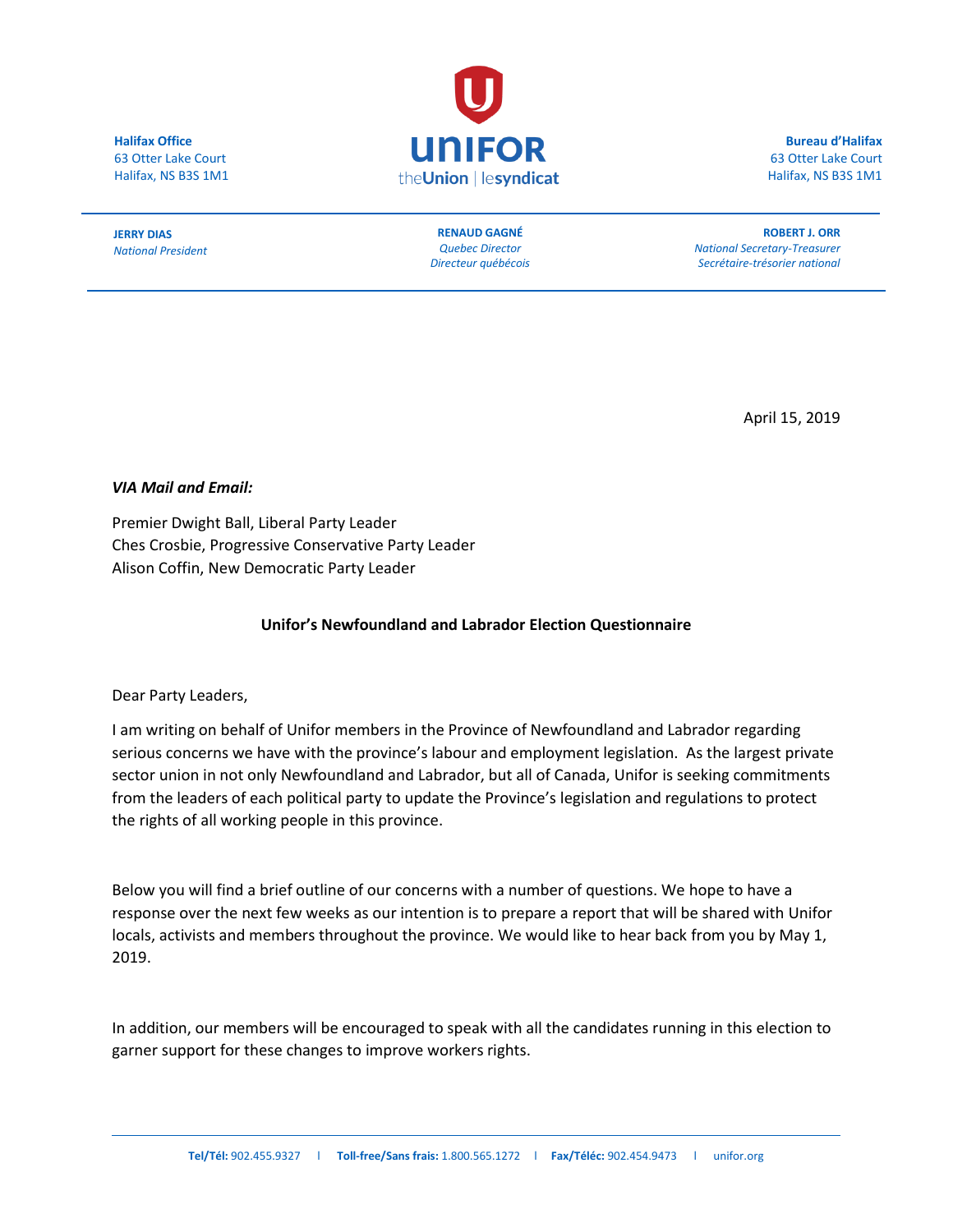**Halifax Office**
63 Otter Lake Court
Halifax, NS B3S 1M1

**UNIFOR**
the**Union** | le**syndicat**

**Bureau d'Halifax**
63 Otter Lake Court
Halifax, NS B3S 1M1

**JERRY DIAS**
*National President*

**RENAUD GAGNÉ**
*Quebec Director*
*Directeur québécois*

**ROBERT J. ORR**
*National Secretary-Treasurer*
*Secrétaire-trésorier national*

April 15, 2019

***VIA Mail and Email:***

Premier Dwight Ball, Liberal Party Leader
Ches Crosbie, Progressive Conservative Party Leader
Alison Coffin, New Democratic Party Leader

**Unifor's Newfoundland and Labrador Election Questionnaire**

Dear Party Leaders,

I am writing on behalf of Unifor members in the Province of Newfoundland and Labrador regarding serious concerns we have with the province's labour and employment legislation. As the largest private sector union in not only Newfoundland and Labrador, but all of Canada, Unifor is seeking commitments from the leaders of each political party to update the Province's legislation and regulations to protect the rights of all working people in this province.

Below you will find a brief outline of our concerns with a number of questions. We hope to have a response over the next few weeks as our intention is to prepare a report that will be shared with Unifor locals, activists and members throughout the province. We would like to hear back from you by May 1, 2019.

In addition, our members will be encouraged to speak with all the candidates running in this election to garner support for these changes to improve workers rights.

**Tel/Tél:** 902.455.9327 | **Toll-free/Sans frais:** 1.800.565.1272 | **Fax/Téléc:** 902.454.9473 | unifor.org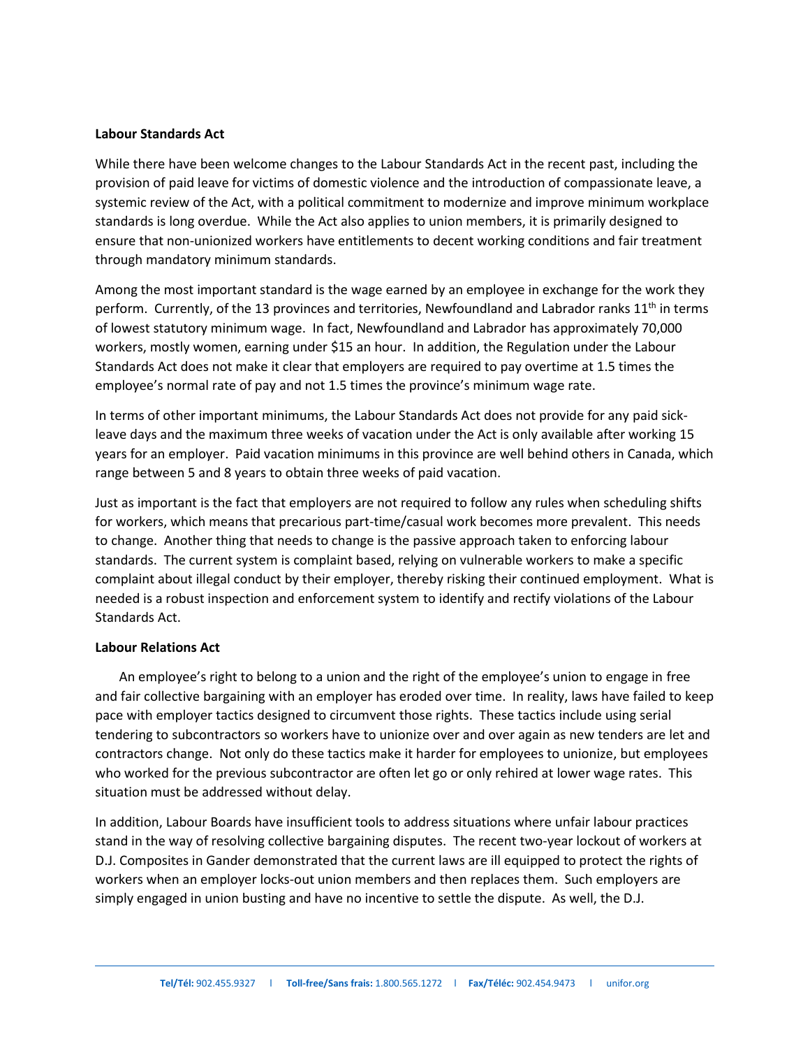**Labour Standards Act**

While there have been welcome changes to the Labour Standards Act in the recent past, including the provision of paid leave for victims of domestic violence and the introduction of compassionate leave, a systemic review of the Act, with a political commitment to modernize and improve minimum workplace standards is long overdue. While the Act also applies to union members, it is primarily designed to ensure that non-unionized workers have entitlements to decent working conditions and fair treatment through mandatory minimum standards.

Among the most important standard is the wage earned by an employee in exchange for the work they perform. Currently, of the 13 provinces and territories, Newfoundland and Labrador ranks 11th in terms of lowest statutory minimum wage. In fact, Newfoundland and Labrador has approximately 70,000 workers, mostly women, earning under $15 an hour. In addition, the Regulation under the Labour Standards Act does not make it clear that employers are required to pay overtime at 1.5 times the employee's normal rate of pay and not 1.5 times the province's minimum wage rate.

In terms of other important minimums, the Labour Standards Act does not provide for any paid sick-leave days and the maximum three weeks of vacation under the Act is only available after working 15 years for an employer. Paid vacation minimums in this province are well behind others in Canada, which range between 5 and 8 years to obtain three weeks of paid vacation.

Just as important is the fact that employers are not required to follow any rules when scheduling shifts for workers, which means that precarious part-time/casual work becomes more prevalent. This needs to change. Another thing that needs to change is the passive approach taken to enforcing labour standards. The current system is complaint based, relying on vulnerable workers to make a specific complaint about illegal conduct by their employer, thereby risking their continued employment. What is needed is a robust inspection and enforcement system to identify and rectify violations of the Labour Standards Act.

**Labour Relations Act**

An employee's right to belong to a union and the right of the employee's union to engage in free and fair collective bargaining with an employer has eroded over time. In reality, laws have failed to keep pace with employer tactics designed to circumvent those rights. These tactics include using serial tendering to subcontractors so workers have to unionize over and over again as new tenders are let and contractors change. Not only do these tactics make it harder for employees to unionize, but employees who worked for the previous subcontractor are often let go or only rehired at lower wage rates. This situation must be addressed without delay.

In addition, Labour Boards have insufficient tools to address situations where unfair labour practices stand in the way of resolving collective bargaining disputes. The recent two-year lockout of workers at D.J. Composites in Gander demonstrated that the current laws are ill equipped to protect the rights of workers when an employer locks-out union members and then replaces them. Such employers are simply engaged in union busting and have no incentive to settle the dispute. As well, the D.J.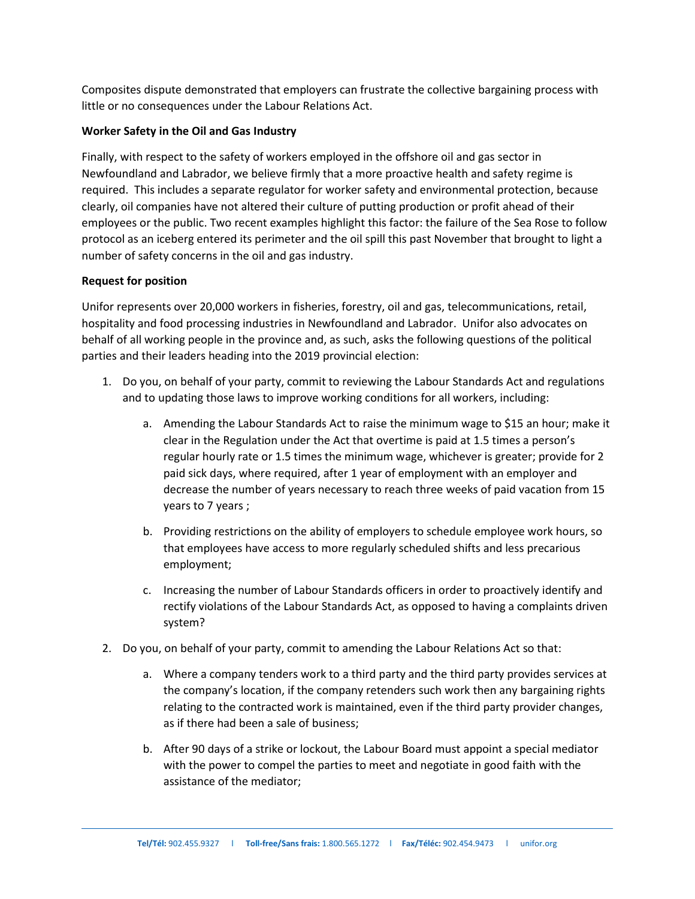Composites dispute demonstrated that employers can frustrate the collective bargaining process with little or no consequences under the Labour Relations Act.

**Worker Safety in the Oil and Gas Industry**

Finally, with respect to the safety of workers employed in the offshore oil and gas sector in Newfoundland and Labrador, we believe firmly that a more proactive health and safety regime is required. This includes a separate regulator for worker safety and environmental protection, because clearly, oil companies have not altered their culture of putting production or profit ahead of their employees or the public. Two recent examples highlight this factor: the failure of the Sea Rose to follow protocol as an iceberg entered its perimeter and the oil spill this past November that brought to light a number of safety concerns in the oil and gas industry.

**Request for position**

Unifor represents over 20,000 workers in fisheries, forestry, oil and gas, telecommunications, retail, hospitality and food processing industries in Newfoundland and Labrador. Unifor also advocates on behalf of all working people in the province and, as such, asks the following questions of the political parties and their leaders heading into the 2019 provincial election:

1. Do you, on behalf of your party, commit to reviewing the Labour Standards Act and regulations and to updating those laws to improve working conditions for all workers, including:

    a. Amending the Labour Standards Act to raise the minimum wage to $15 an hour; make it clear in the Regulation under the Act that overtime is paid at 1.5 times a person's regular hourly rate or 1.5 times the minimum wage, whichever is greater; provide for 2 paid sick days, where required, after 1 year of employment with an employer and decrease the number of years necessary to reach three weeks of paid vacation from 15 years to 7 years ;

    b. Providing restrictions on the ability of employers to schedule employee work hours, so that employees have access to more regularly scheduled shifts and less precarious employment;

    c. Increasing the number of Labour Standards officers in order to proactively identify and rectify violations of the Labour Standards Act, as opposed to having a complaints driven system?

2. Do you, on behalf of your party, commit to amending the Labour Relations Act so that:

    a. Where a company tenders work to a third party and the third party provides services at the company's location, if the company retenders such work then any bargaining rights relating to the contracted work is maintained, even if the third party provider changes, as if there had been a sale of business;

    b. After 90 days of a strike or lockout, the Labour Board must appoint a special mediator with the power to compel the parties to meet and negotiate in good faith with the assistance of the mediator;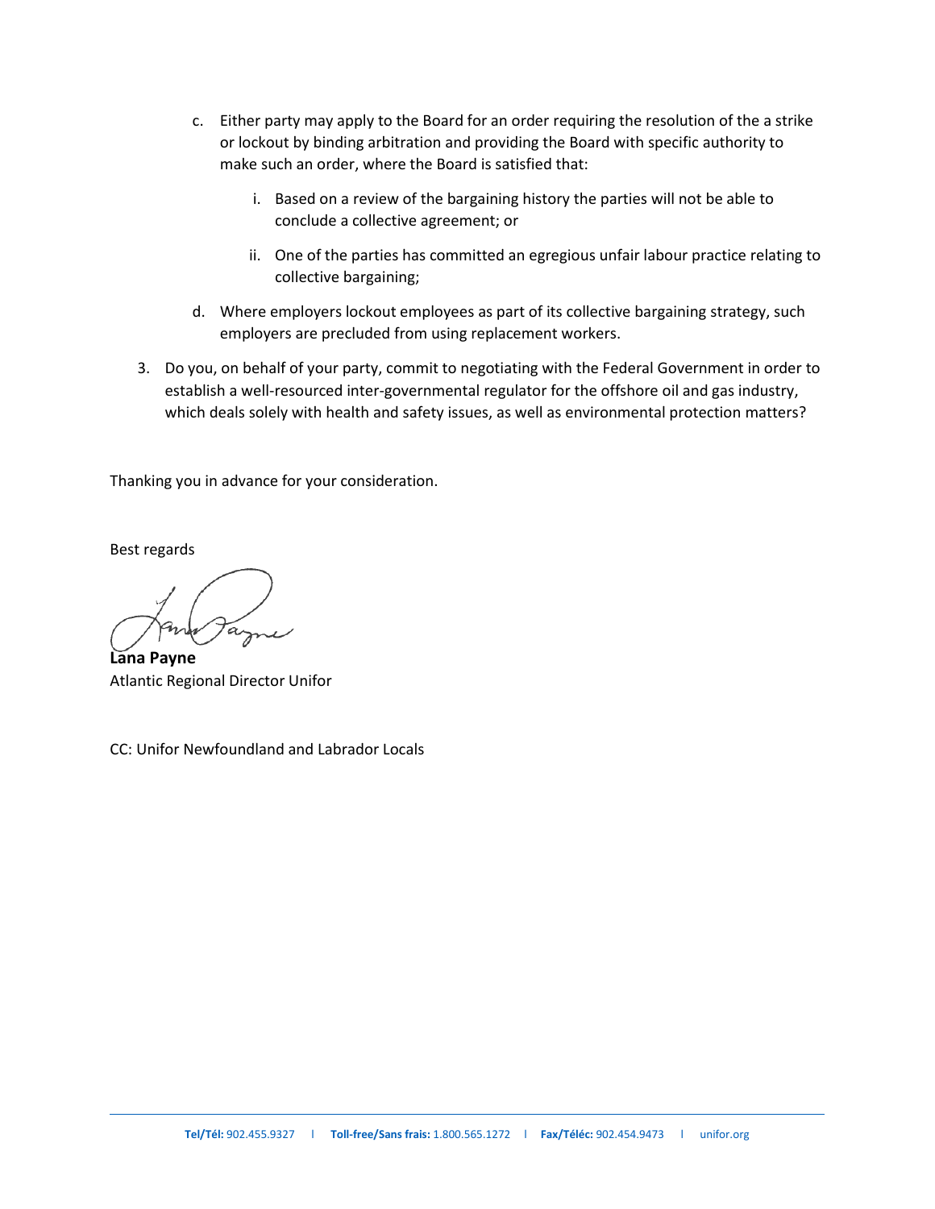c. Either party may apply to the Board for an order requiring the resolution of the a strike or lockout by binding arbitration and providing the Board with specific authority to make such an order, where the Board is satisfied that:

   i. Based on a review of the bargaining history the parties will not be able to conclude a collective agreement; or

   ii. One of the parties has committed an egregious unfair labour practice relating to collective bargaining;

d. Where employers lockout employees as part of its collective bargaining strategy, such employers are precluded from using replacement workers.

3. Do you, on behalf of your party, commit to negotiating with the Federal Government in order to establish a well-resourced inter-governmental regulator for the offshore oil and gas industry, which deals solely with health and safety issues, as well as environmental protection matters?

Thanking you in advance for your consideration.

Best regards

**Lana Payne**
Atlantic Regional Director Unifor

CC: Unifor Newfoundland and Labrador Locals

**Tel/Tél:** 902.455.9327 | **Toll-free/Sans frais:** 1.800.565.1272 | **Fax/Téléc:** 902.454.9473 | unifor.org